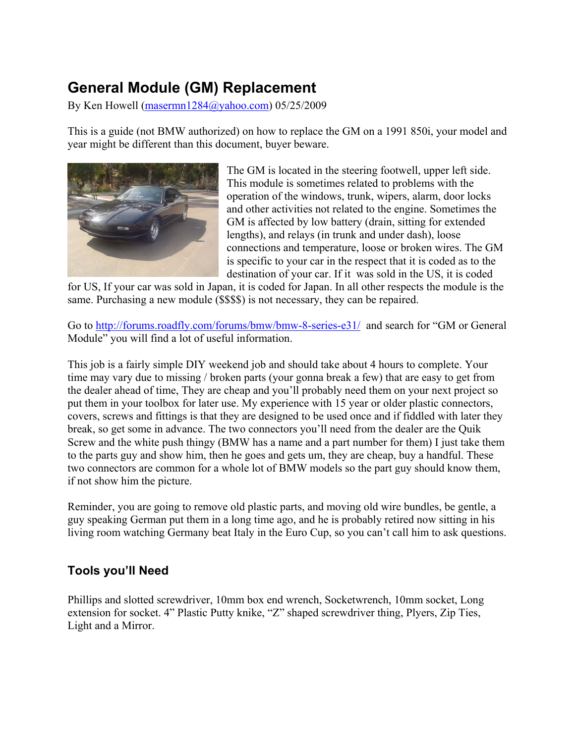# General Module (GM) Replacement

By Ken Howell (masermn1284@yahoo.com) 05/25/2009

This is a guide (not BMW authorized) on how to replace the GM on a 1991 850i, your model and year might be different than this document, buyer beware.

The GM is located in the steering footwell, upper left side. This module is sometimes related to problems with the operation of the windows, trunk, wipers, alarm, door locks and other activities not related to the engine. Sometimes the GM is affected by low battery (drain, sitting for extended lengths), and relays (in trunk and under dash), loose connections and temperature, loose or broken wires. The GM is specific to your car in the respect that it is coded as to the destination of your car. If it was sold in the US, it is coded for US, If your car was sold in Japan, it is coded for Japan. In all other respects the module is the same. Purchasing a new module ($$$$) is not necessary, they can be repaired.

Go to http://forums.roadfly.com/forums/bmw/bmw-8-series-e31/ and search for "GM or General Module" you will find a lot of useful information.

This job is a fairly simple DIY weekend job and should take about 4 hours to complete. Your time may vary due to missing / broken parts (your gonna break a few) that are easy to get from the dealer ahead of time, They are cheap and you'll probably need them on your next project so put them in your toolbox for later use. My experience with 15 year or older plastic connectors, covers, screws and fittings is that they are designed to be used once and if fiddled with later they break, so get some in advance. The two connectors you'll need from the dealer are the Quik Screw and the white push thingy (BMW has a name and a part number for them) I just take them to the parts guy and show him, then he goes and gets um, they are cheap, buy a handful. These two connectors are common for a whole lot of BMW models so the part guy should know them, if not show him the picture.

Reminder, you are going to remove old plastic parts, and moving old wire bundles, be gentle, a guy speaking German put them in a long time ago, and he is probably retired now sitting in his living room watching Germany beat Italy in the Euro Cup, so you can't call him to ask questions.

## Tools you'll Need

Phillips and slotted screwdriver, 10mm box end wrench, Socketwrench, 10mm socket, Long extension for socket. 4" Plastic Putty knike, "Z" shaped screwdriver thing, Plyers, Zip Ties, Light and a Mirror.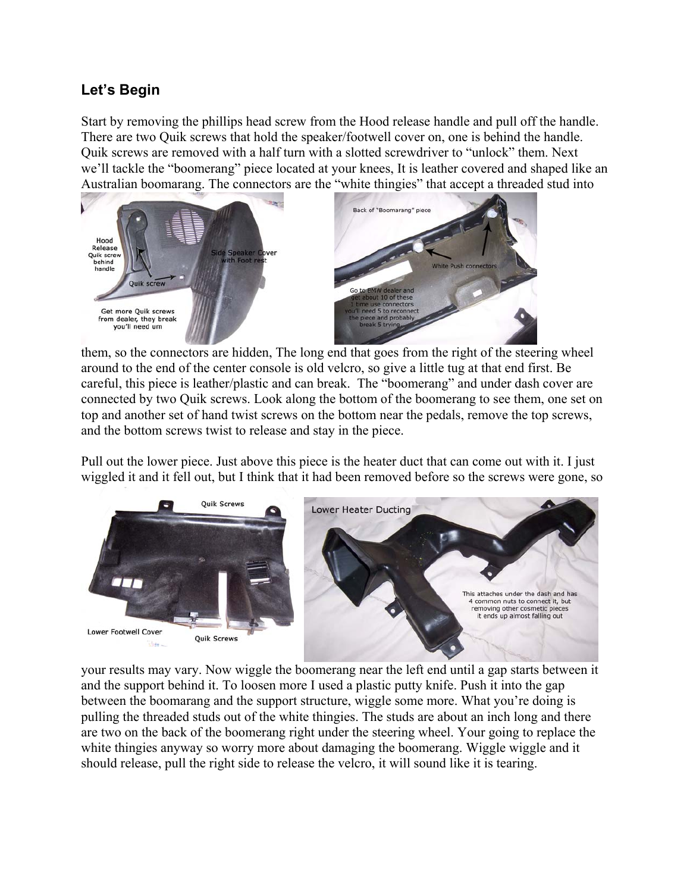## Let's Begin

Start by removing the phillips head screw from the Hood release handle and pull off the handle. There are two Quik screws that hold the speaker/footwell cover on, one is behind the handle. Quik screws are removed with a half turn with a slotted screwdriver to "unlock" them. Next we'll tackle the "boomerang" piece located at your knees, It is leather covered and shaped like an Australian boomarang. The connectors are the "white thingies" that accept a threaded stud into them, so the connectors are hidden, The long end that goes from the right of the steering wheel around to the end of the center console is old velcro, so give a little tug at that end first. Be careful, this piece is leather/plastic and can break. The "boomerang" and under dash cover are connected by two Quik screws. Look along the bottom of the boomerang to see them, one set on top and another set of hand twist screws on the bottom near the pedals, remove the top screws, and the bottom screws twist to release and stay in the piece.

Pull out the lower piece. Just above this piece is the heater duct that can come out with it. I just wiggled it and it fell out, but I think that it had been removed before so the screws were gone, so your results may vary. Now wiggle the boomerang near the left end until a gap starts between it and the support behind it. To loosen more I used a plastic putty knife. Push it into the gap between the boomarang and the support structure, wiggle some more. What you're doing is pulling the threaded studs out of the white thingies. The studs are about an inch long and there are two on the back of the boomerang right under the steering wheel. Your going to replace the white thingies anyway so worry more about damaging the boomerang. Wiggle wiggle and it should release, pull the right side to release the velcro, it will sound like it is tearing.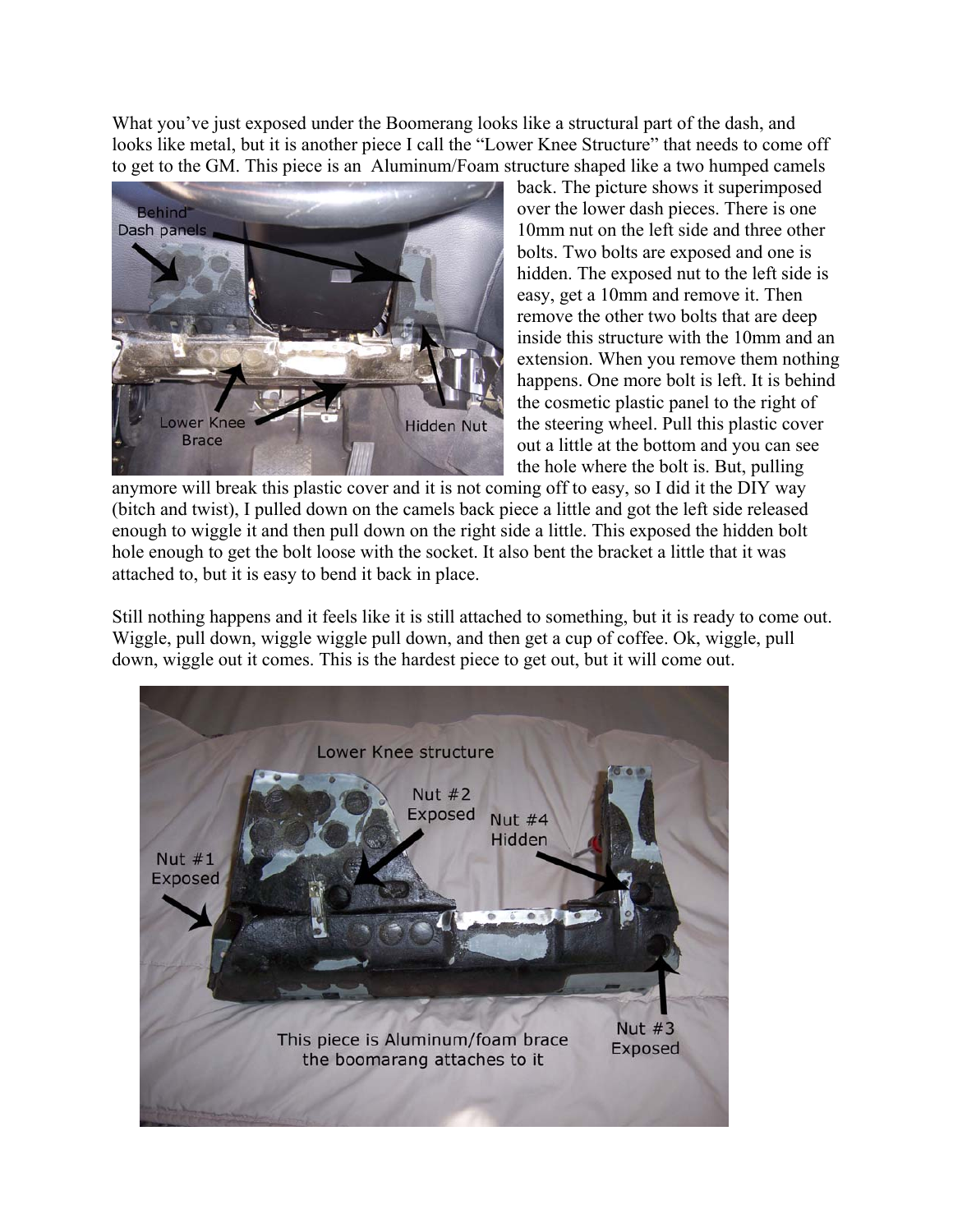What you've just exposed under the Boomerang looks like a structural part of the dash, and looks like metal, but it is another piece I call the "Lower Knee Structure" that needs to come off to get to the GM. This piece is an Aluminum/Foam structure shaped like a two humped camels back. The picture shows it superimposed over the lower dash pieces. There is one 10mm nut on the left side and three other bolts. Two bolts are exposed and one is hidden. The exposed nut to the left side is easy, get a 10mm and remove it. Then remove the other two bolts that are deep inside this structure with the 10mm and an extension. When you remove them nothing happens. One more bolt is left. It is behind the cosmetic plastic panel to the right of the steering wheel. Pull this plastic cover out a little at the bottom and you can see the hole where the bolt is. But, pulling anymore will break this plastic cover and it is not coming off to easy, so I did it the DIY way (bitch and twist), I pulled down on the camels back piece a little and got the left side released enough to wiggle it and then pull down on the right side a little. This exposed the hidden bolt hole enough to get the bolt loose with the socket. It also bent the bracket a little that it was attached to, but it is easy to bend it back in place.

Still nothing happens and it feels like it is still attached to something, but it is ready to come out. Wiggle, pull down, wiggle wiggle pull down, and then get a cup of coffee. Ok, wiggle, pull down, wiggle out it comes. This is the hardest piece to get out, but it will come out.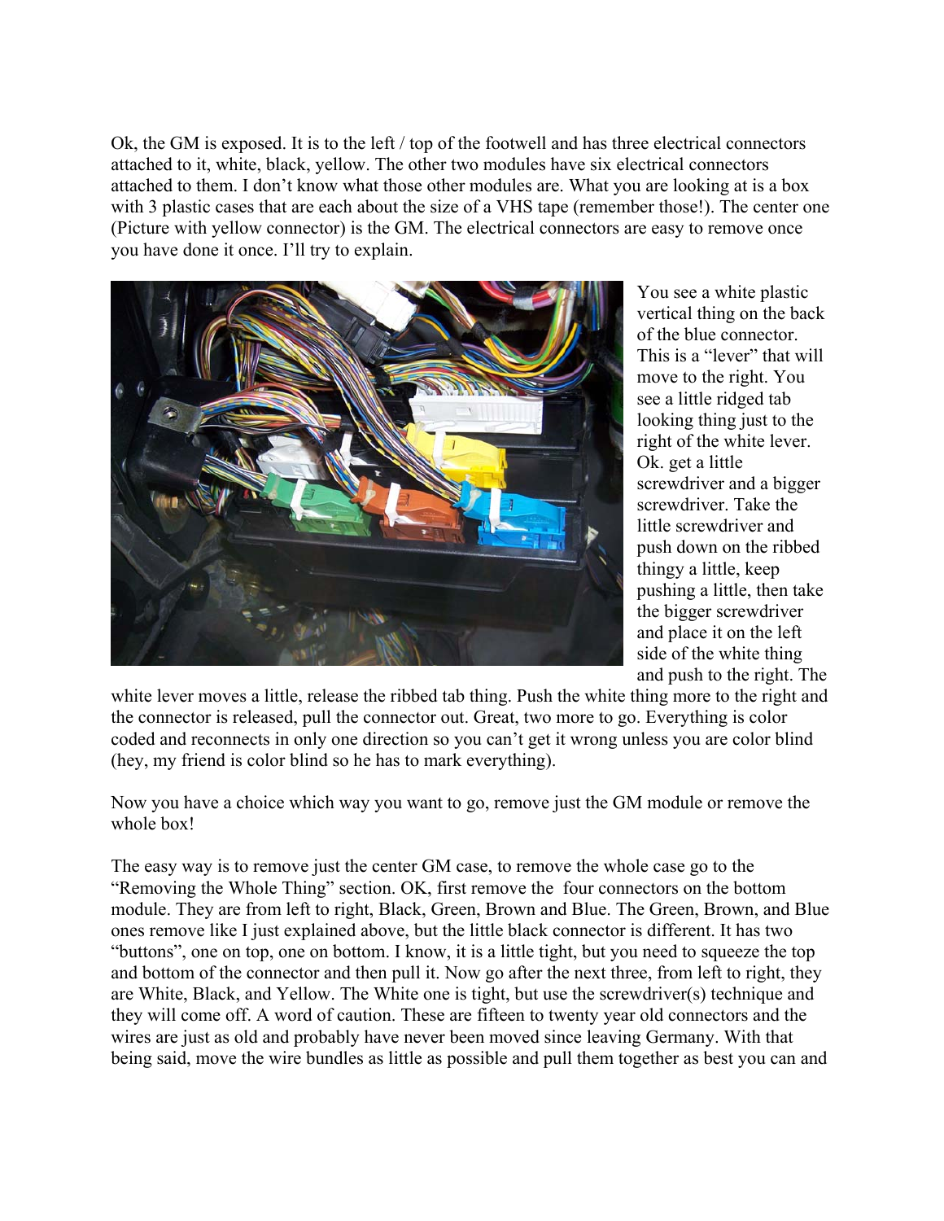Ok, the GM is exposed. It is to the left / top of the footwell and has three electrical connectors attached to it, white, black, yellow. The other two modules have six electrical connectors attached to them. I don't know what those other modules are. What you are looking at is a box with 3 plastic cases that are each about the size of a VHS tape (remember those!). The center one (Picture with yellow connector) is the GM. The electrical connectors are easy to remove once you have done it once. I'll try to explain.

You see a white plastic vertical thing on the back of the blue connector. This is a "lever" that will move to the right. You see a little ridged tab looking thing just to the right of the white lever. Ok. get a little screwdriver and a bigger screwdriver. Take the little screwdriver and push down on the ribbed thingy a little, keep pushing a little, then take the bigger screwdriver and place it on the left side of the white thing and push to the right. The white lever moves a little, release the ribbed tab thing. Push the white thing more to the right and the connector is released, pull the connector out. Great, two more to go. Everything is color coded and reconnects in only one direction so you can't get it wrong unless you are color blind (hey, my friend is color blind so he has to mark everything).

Now you have a choice which way you want to go, remove just the GM module or remove the whole box!

The easy way is to remove just the center GM case, to remove the whole case go to the "Removing the Whole Thing" section. OK, first remove the four connectors on the bottom module. They are from left to right, Black, Green, Brown and Blue. The Green, Brown, and Blue ones remove like I just explained above, but the little black connector is different. It has two "buttons", one on top, one on bottom. I know, it is a little tight, but you need to squeeze the top and bottom of the connector and then pull it. Now go after the next three, from left to right, they are White, Black, and Yellow. The White one is tight, but use the screwdriver(s) technique and they will come off. A word of caution. These are fifteen to twenty year old connectors and the wires are just as old and probably have never been moved since leaving Germany. With that being said, move the wire bundles as little as possible and pull them together as best you can and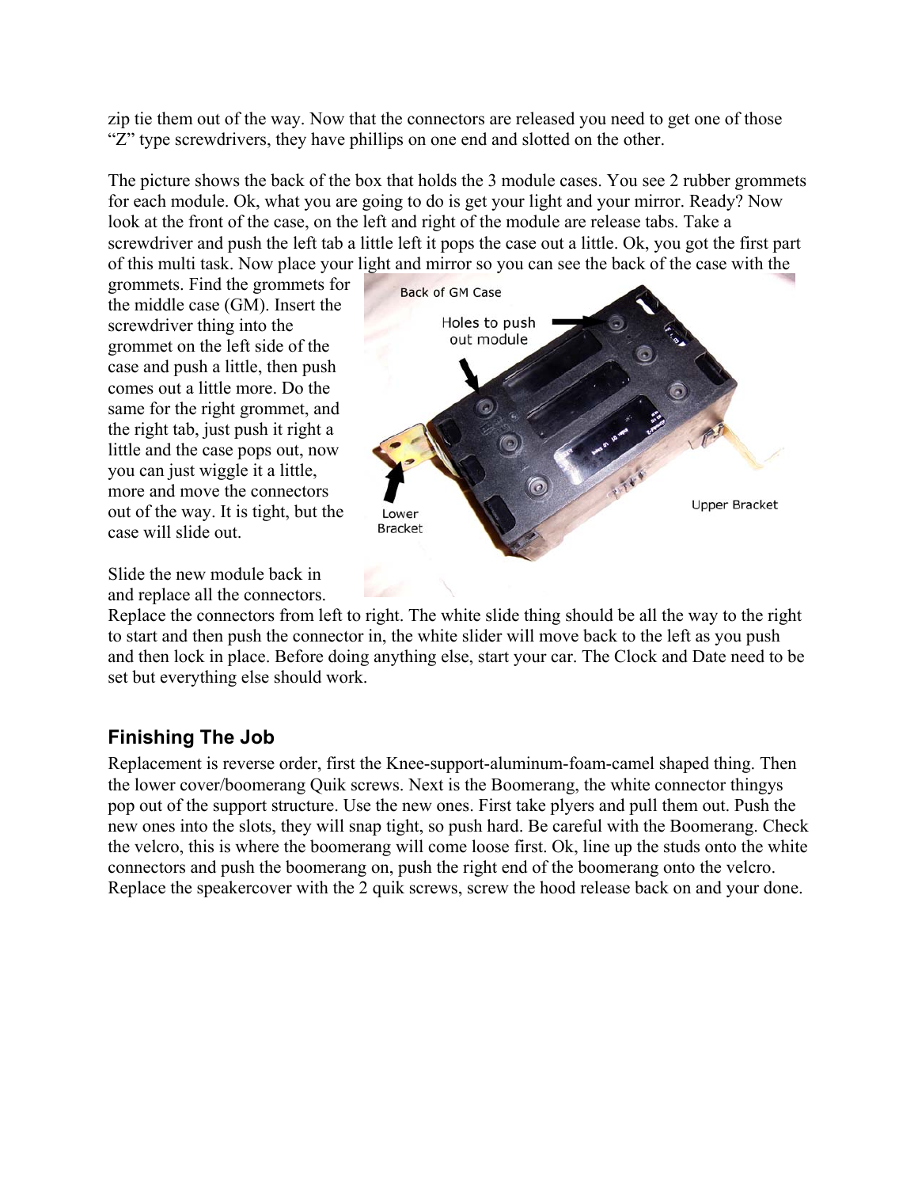zip tie them out of the way. Now that the connectors are released you need to get one of those "Z" type screwdrivers, they have phillips on one end and slotted on the other.

The picture shows the back of the box that holds the 3 module cases. You see 2 rubber grommets for each module. Ok, what you are going to do is get your light and your mirror. Ready? Now look at the front of the case, on the left and right of the module are release tabs. Take a screwdriver and push the left tab a little left it pops the case out a little. Ok, you got the first part of this multi task. Now place your light and mirror so you can see the back of the case with the grommets. Find the grommets for the middle case (GM). Insert the screwdriver thing into the grommet on the left side of the case and push a little, then push comes out a little more. Do the same for the right grommet, and the right tab, just push it right a little and the case pops out, now you can just wiggle it a little, more and move the connectors out of the way. It is tight, but the case will slide out.

Slide the new module back in and replace all the connectors. Replace the connectors from left to right. The white slide thing should be all the way to the right to start and then push the connector in, the white slider will move back to the left as you push and then lock in place. Before doing anything else, start your car. The Clock and Date need to be set but everything else should work.

## Finishing The Job

Replacement is reverse order, first the Knee-support-aluminum-foam-camel shaped thing. Then the lower cover/boomerang Quik screws. Next is the Boomerang, the white connector thingys pop out of the support structure. Use the new ones. First take plyers and pull them out. Push the new ones into the slots, they will snap tight, so push hard. Be careful with the Boomerang. Check the velcro, this is where the boomerang will come loose first. Ok, line up the studs onto the white connectors and push the boomerang on, push the right end of the boomerang onto the velcro. Replace the speakercover with the 2 quik screws, screw the hood release back on and your done.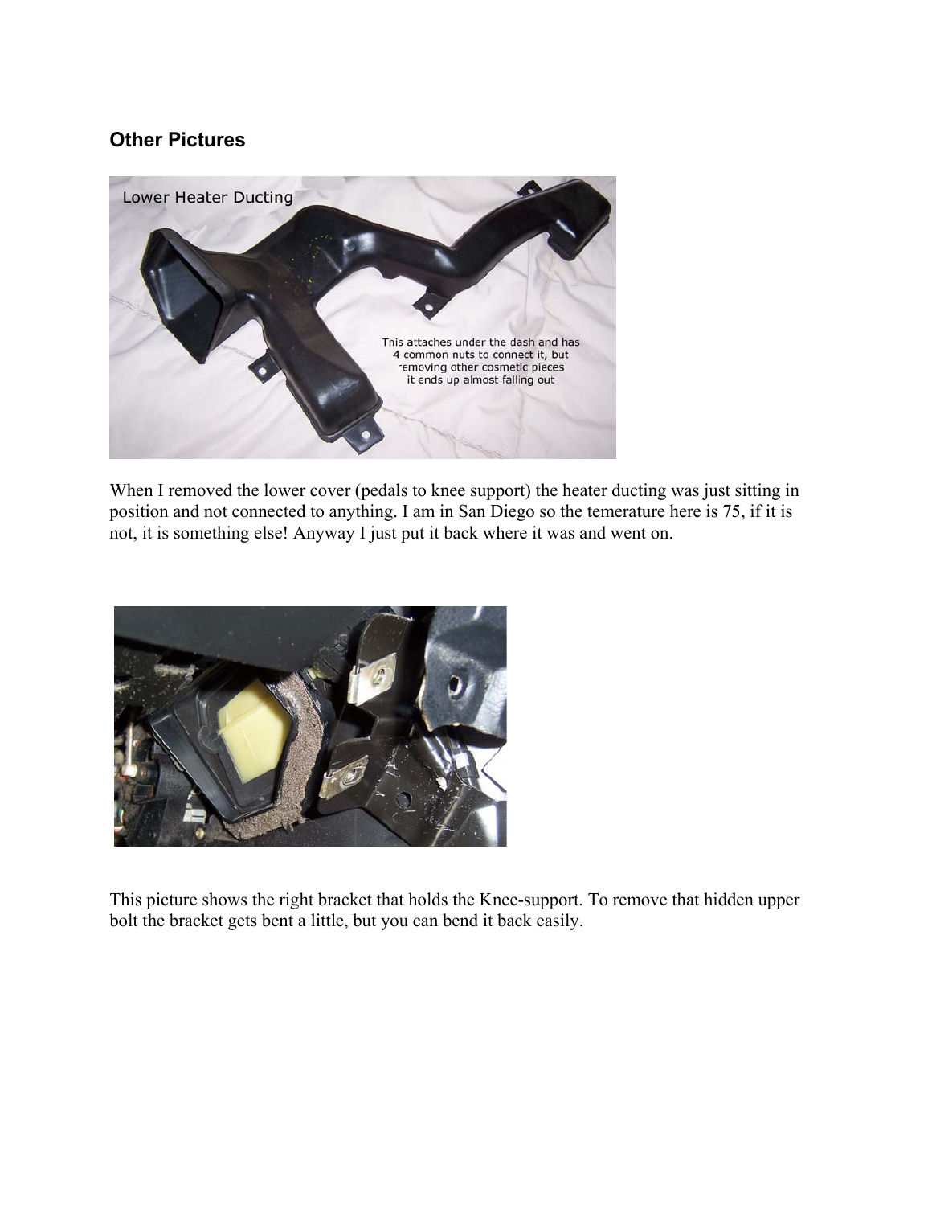## Other Pictures

When I removed the lower cover (pedals to knee support) the heater ducting was just sitting in position and not connected to anything. I am in San Diego so the temerature here is 75, if it is not, it is something else! Anyway I just put it back where it was and went on.

This picture shows the right bracket that holds the Knee-support. To remove that hidden upper bolt the bracket gets bent a little, but you can bend it back easily.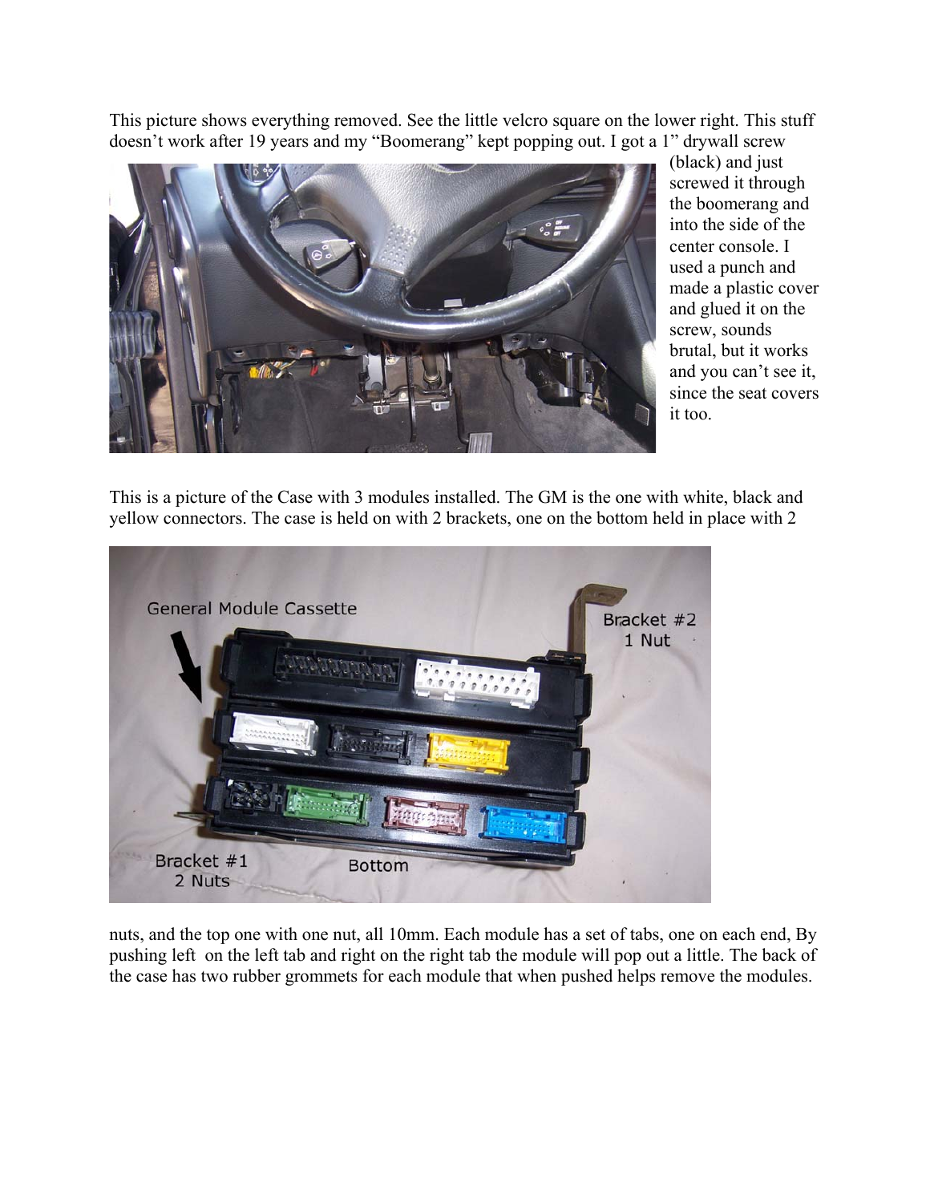This picture shows everything removed. See the little velcro square on the lower right. This stuff doesn't work after 19 years and my "Boomerang" kept popping out. I got a 1" drywall screw (black) and just screwed it through the boomerang and into the side of the center console. I used a punch and made a plastic cover and glued it on the screw, sounds brutal, but it works and you can't see it, since the seat covers it too.

This is a picture of the Case with 3 modules installed. The GM is the one with white, black and yellow connectors. The case is held on with 2 brackets, one on the bottom held in place with 2 nuts, and the top one with one nut, all 10mm. Each module has a set of tabs, one on each end, By pushing left on the left tab and right on the right tab the module will pop out a little. The back of the case has two rubber grommets for each module that when pushed helps remove the modules.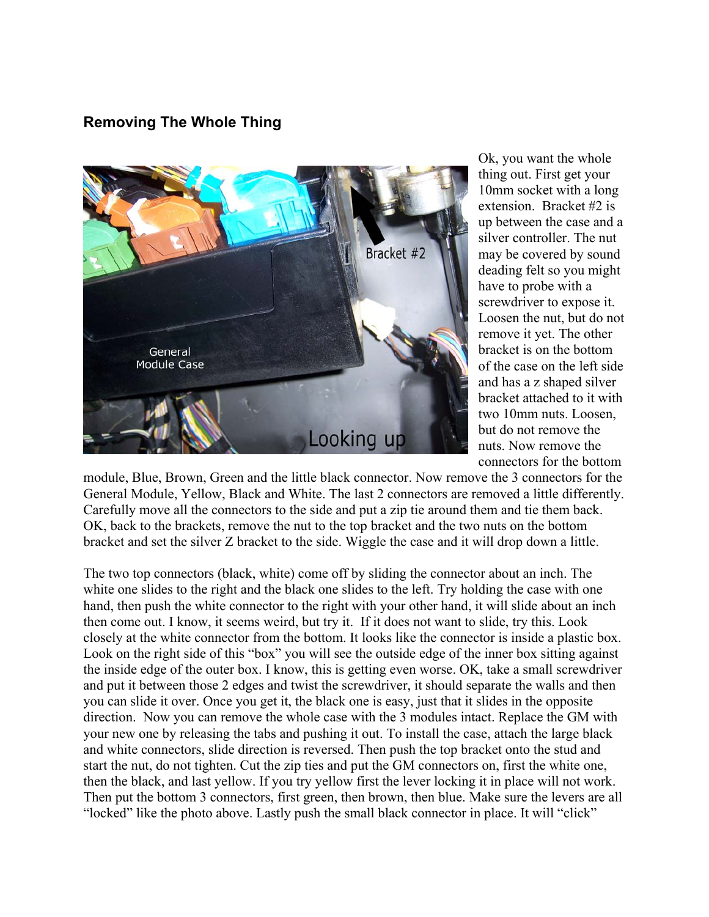## Removing The Whole Thing

Ok, you want the whole thing out. First get your 10mm socket with a long extension. Bracket #2 is up between the case and a silver controller. The nut may be covered by sound deading felt so you might have to probe with a screwdriver to expose it. Loosen the nut, but do not remove it yet. The other bracket is on the bottom of the case on the left side and has a z shaped silver bracket attached to it with two 10mm nuts. Loosen, but do not remove the nuts. Now remove the connectors for the bottom module, Blue, Brown, Green and the little black connector. Now remove the 3 connectors for the General Module, Yellow, Black and White. The last 2 connectors are removed a little differently. Carefully move all the connectors to the side and put a zip tie around them and tie them back. OK, back to the brackets, remove the nut to the top bracket and the two nuts on the bottom bracket and set the silver Z bracket to the side. Wiggle the case and it will drop down a little.

The two top connectors (black, white) come off by sliding the connector about an inch. The white one slides to the right and the black one slides to the left. Try holding the case with one hand, then push the white connector to the right with your other hand, it will slide about an inch then come out. I know, it seems weird, but try it. If it does not want to slide, try this. Look closely at the white connector from the bottom. It looks like the connector is inside a plastic box. Look on the right side of this "box" you will see the outside edge of the inner box sitting against the inside edge of the outer box. I know, this is getting even worse. OK, take a small screwdriver and put it between those 2 edges and twist the screwdriver, it should separate the walls and then you can slide it over. Once you get it, the black one is easy, just that it slides in the opposite direction. Now you can remove the whole case with the 3 modules intact. Replace the GM with your new one by releasing the tabs and pushing it out. To install the case, attach the large black and white connectors, slide direction is reversed. Then push the top bracket onto the stud and start the nut, do not tighten. Cut the zip ties and put the GM connectors on, first the white one, then the black, and last yellow. If you try yellow first the lever locking it in place will not work. Then put the bottom 3 connectors, first green, then brown, then blue. Make sure the levers are all "locked" like the photo above. Lastly push the small black connector in place. It will "click"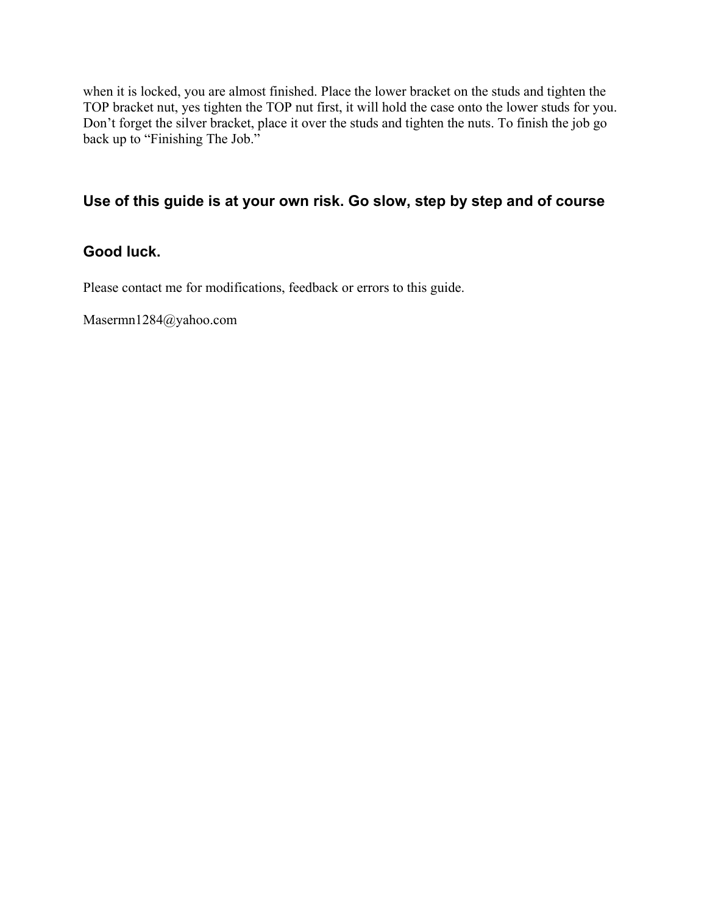when it is locked, you are almost finished. Place the lower bracket on the studs and tighten the TOP bracket nut, yes tighten the TOP nut first, it will hold the case onto the lower studs for you. Don't forget the silver bracket, place it over the studs and tighten the nuts. To finish the job go back up to "Finishing The Job."

### Use of this guide is at your own risk. Go slow, step by step and of course

### Good luck.

Please contact me for modifications, feedback or errors to this guide.

Masermn1284@yahoo.com